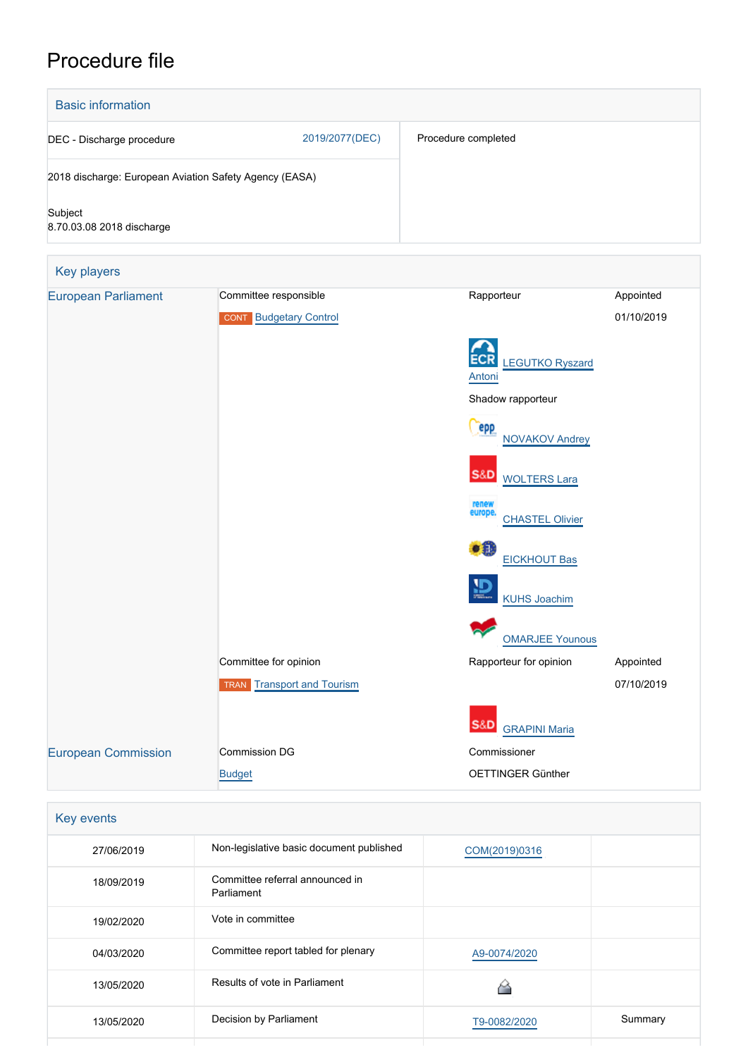# Procedure file

## Basic information

| | |
|---|---|
| DEC - Discharge procedure 2019/2077(DEC) | Procedure completed |
| 2018 discharge: European Aviation Safety Agency (EASA) | |
| Subject<br>8.70.03.08 2018 discharge | |

## Key players

| | | | |
|---|---|---|---|
| European Parliament | Committee responsible | Rapporteur | Appointed |
| | CONT Budgetary Control | | 01/10/2019 |
| | | ECR LEGUTKO Ryszard Antoni | |
| | | Shadow rapporteur | |
| | | EPP NOVAKOV Andrey | |
| | | S&D WOLTERS Lara | |
| | | Renew Europe CHASTEL Olivier | |
| | | Verts/ALE EICKHOUT Bas | |
| | | ID KUHS Joachim | |
| | | GUE/NGL OMARJEE Younous | |
| | Committee for opinion | Rapporteur for opinion | Appointed |
| | TRAN Transport and Tourism | | 07/10/2019 |
| | | S&D GRAPINI Maria | |
| European Commission | Commission DG | Commissioner | |
| | Budget | OETTINGER Günther | |

## Key events

| | | | |
|---|---|---|---|
| 27/06/2019 | Non-legislative basic document published | COM(2019)0316 | |
| 18/09/2019 | Committee referral announced in Parliament | | |
| 19/02/2020 | Vote in committee | | |
| 04/03/2020 | Committee report tabled for plenary | A9-0074/2020 | |
| 13/05/2020 | Results of vote in Parliament | | |
| 13/05/2020 | Decision by Parliament | T9-0082/2020 | Summary |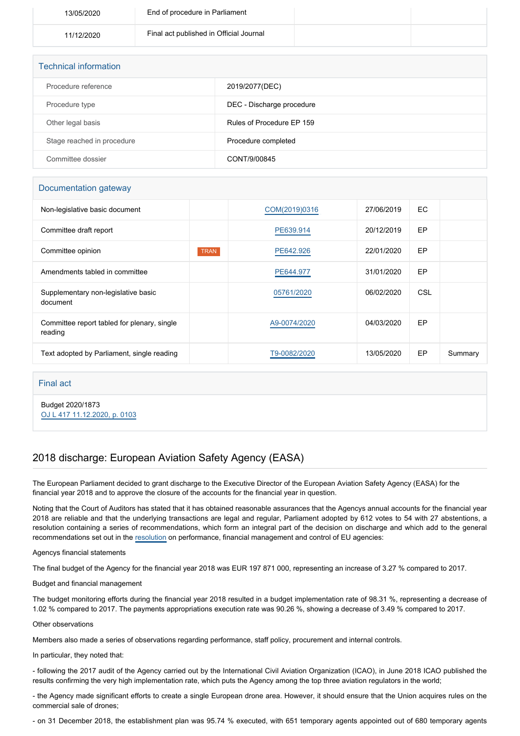| | | | |
|---|---|---|---|
| 13/05/2020 | End of procedure in Parliament | | |
| 11/12/2020 | Final act published in Official Journal | | |

## Technical information

| | |
|---|---|
| Procedure reference | 2019/2077(DEC) |
| Procedure type | DEC - Discharge procedure |
| Other legal basis | Rules of Procedure EP 159 |
| Stage reached in procedure | Procedure completed |
| Committee dossier | CONT/9/00845 |

## Documentation gateway

| | | | | | |
|---|---|---|---|---|---|
| Non-legislative basic document | | COM(2019)0316 | 27/06/2019 | EC | |
| Committee draft report | | PE639.914 | 20/12/2019 | EP | |
| Committee opinion | TRAN | PE642.926 | 22/01/2020 | EP | |
| Amendments tabled in committee | | PE644.977 | 31/01/2020 | EP | |
| Supplementary non-legislative basic document | | 05761/2020 | 06/02/2020 | CSL | |
| Committee report tabled for plenary, single reading | | A9-0074/2020 | 04/03/2020 | EP | |
| Text adopted by Parliament, single reading | | T9-0082/2020 | 13/05/2020 | EP | Summary |

## Final act

Budget 2020/1873
OJ L 417 11.12.2020, p. 0103

## 2018 discharge: European Aviation Safety Agency (EASA)

The European Parliament decided to grant discharge to the Executive Director of the European Aviation Safety Agency (EASA) for the financial year 2018 and to approve the closure of the accounts for the financial year in question.

Noting that the Court of Auditors has stated that it has obtained reasonable assurances that the Agencys annual accounts for the financial year 2018 are reliable and that the underlying transactions are legal and regular, Parliament adopted by 612 votes to 54 with 27 abstentions, a resolution containing a series of recommendations, which form an integral part of the decision on discharge and which add to the general recommendations set out in the resolution on performance, financial management and control of EU agencies:

Agencys financial statements

The final budget of the Agency for the financial year 2018 was EUR 197 871 000, representing an increase of 3.27 % compared to 2017.

Budget and financial management

The budget monitoring efforts during the financial year 2018 resulted in a budget implementation rate of 98.31 %, representing a decrease of 1.02 % compared to 2017. The payments appropriations execution rate was 90.26 %, showing a decrease of 3.49 % compared to 2017.

Other observations

Members also made a series of observations regarding performance, staff policy, procurement and internal controls.

In particular, they noted that:

- following the 2017 audit of the Agency carried out by the International Civil Aviation Organization (ICAO), in June 2018 ICAO published the results confirming the very high implementation rate, which puts the Agency among the top three aviation regulators in the world;

- the Agency made significant efforts to create a single European drone area. However, it should ensure that the Union acquires rules on the commercial sale of drones;

- on 31 December 2018, the establishment plan was 95.74 % executed, with 651 temporary agents appointed out of 680 temporary agents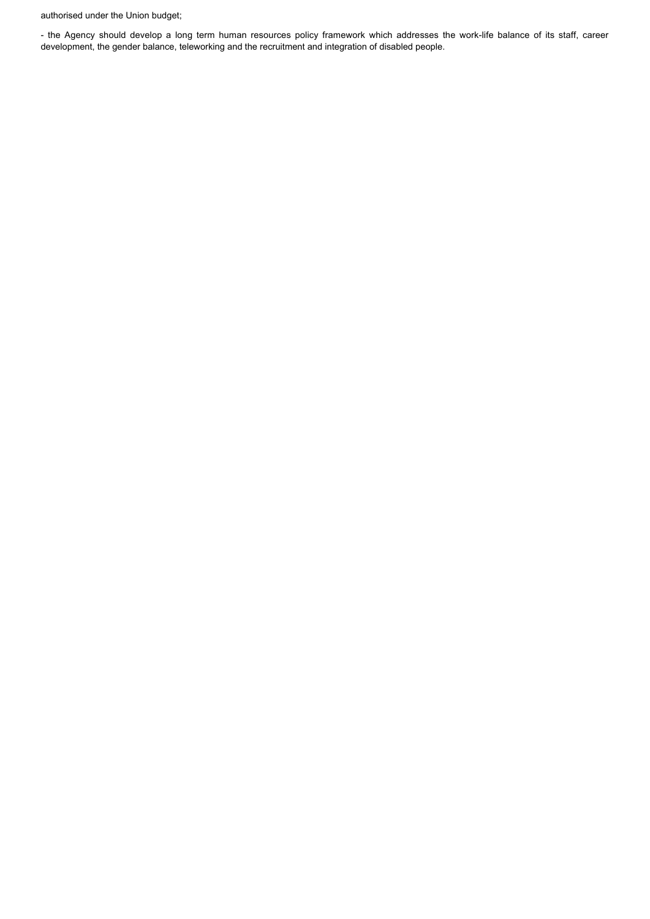authorised under the Union budget;

- the Agency should develop a long term human resources policy framework which addresses the work-life balance of its staff, career development, the gender balance, teleworking and the recruitment and integration of disabled people.